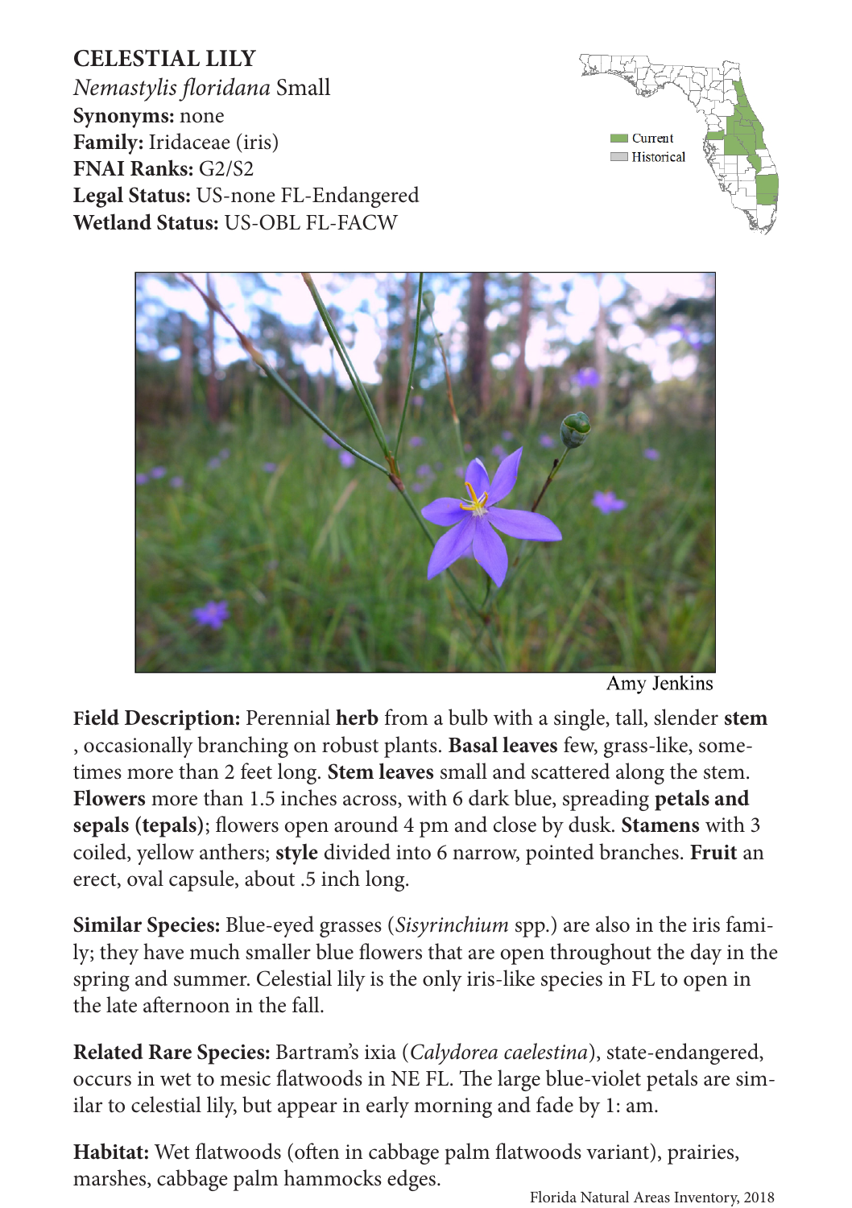# CELESTIAL LILY

*Nemastylis floridana* Small
**Synonyms:** none
**Family:** Iridaceae (iris)
**FNAI Ranks:** G2/S2
**Legal Status:** US-none FL-Endangered
**Wetland Status:** US-OBL FL-FACW

Current
Historical

Amy Jenkins

**Field Description:** Perennial **herb** from a bulb with a single, tall, slender **stem** , occasionally branching on robust plants. **Basal leaves** few, grass-like, sometimes more than 2 feet long. **Stem leaves** small and scattered along the stem. **Flowers** more than 1.5 inches across, with 6 dark blue, spreading **petals and sepals (tepals)**; flowers open around 4 pm and close by dusk. **Stamens** with 3 coiled, yellow anthers; **style** divided into 6 narrow, pointed branches. **Fruit** an erect, oval capsule, about .5 inch long.

**Similar Species:** Blue-eyed grasses (*Sisyrinchium* spp.) are also in the iris family; they have much smaller blue flowers that are open throughout the day in the spring and summer. Celestial lily is the only iris-like species in FL to open in the late afternoon in the fall.

**Related Rare Species:** Bartram's ixia (*Calydorea caelestina*), state-endangered, occurs in wet to mesic flatwoods in NE FL. The large blue-violet petals are similar to celestial lily, but appear in early morning and fade by 1: am.

**Habitat:** Wet flatwoods (often in cabbage palm flatwoods variant), prairies, marshes, cabbage palm hammocks edges.

Florida Natural Areas Inventory, 2018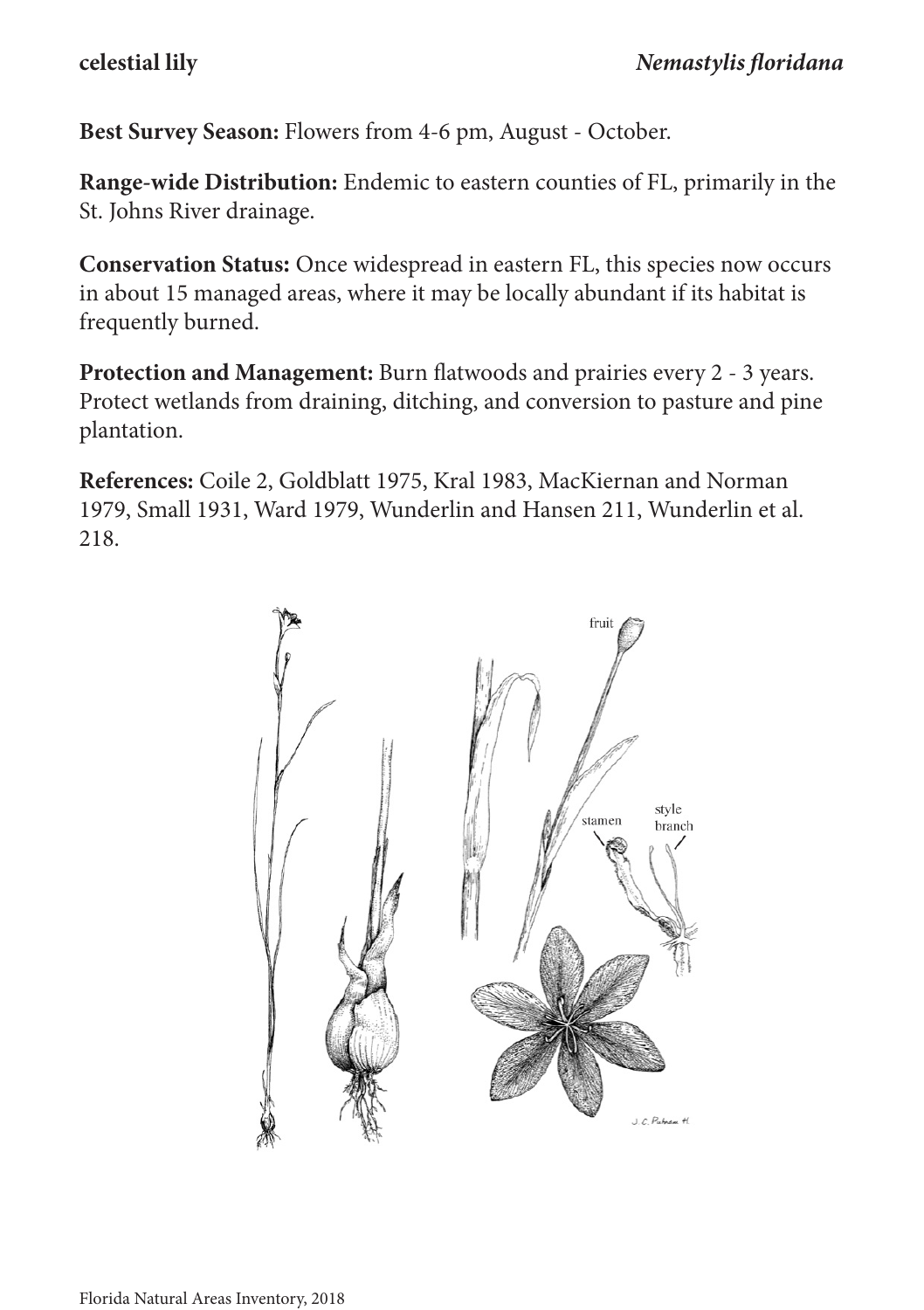**celestial lily** *Nemastylis floridana*

**Best Survey Season:** Flowers from 4-6 pm, August - October.

**Range-wide Distribution:** Endemic to eastern counties of FL, primarily in the St. Johns River drainage.

**Conservation Status:** Once widespread in eastern FL, this species now occurs in about 15 managed areas, where it may be locally abundant if its habitat is frequently burned.

**Protection and Management:** Burn flatwoods and prairies every 2 - 3 years. Protect wetlands from draining, ditching, and conversion to pasture and pine plantation.

**References:** Coile 2, Goldblatt 1975, Kral 1983, MacKiernan and Norman 1979, Small 1931, Ward 1979, Wunderlin and Hansen 211, Wunderlin et al. 218.

fruit

stamen

style branch

J. C. Putnam H.

Florida Natural Areas Inventory, 2018